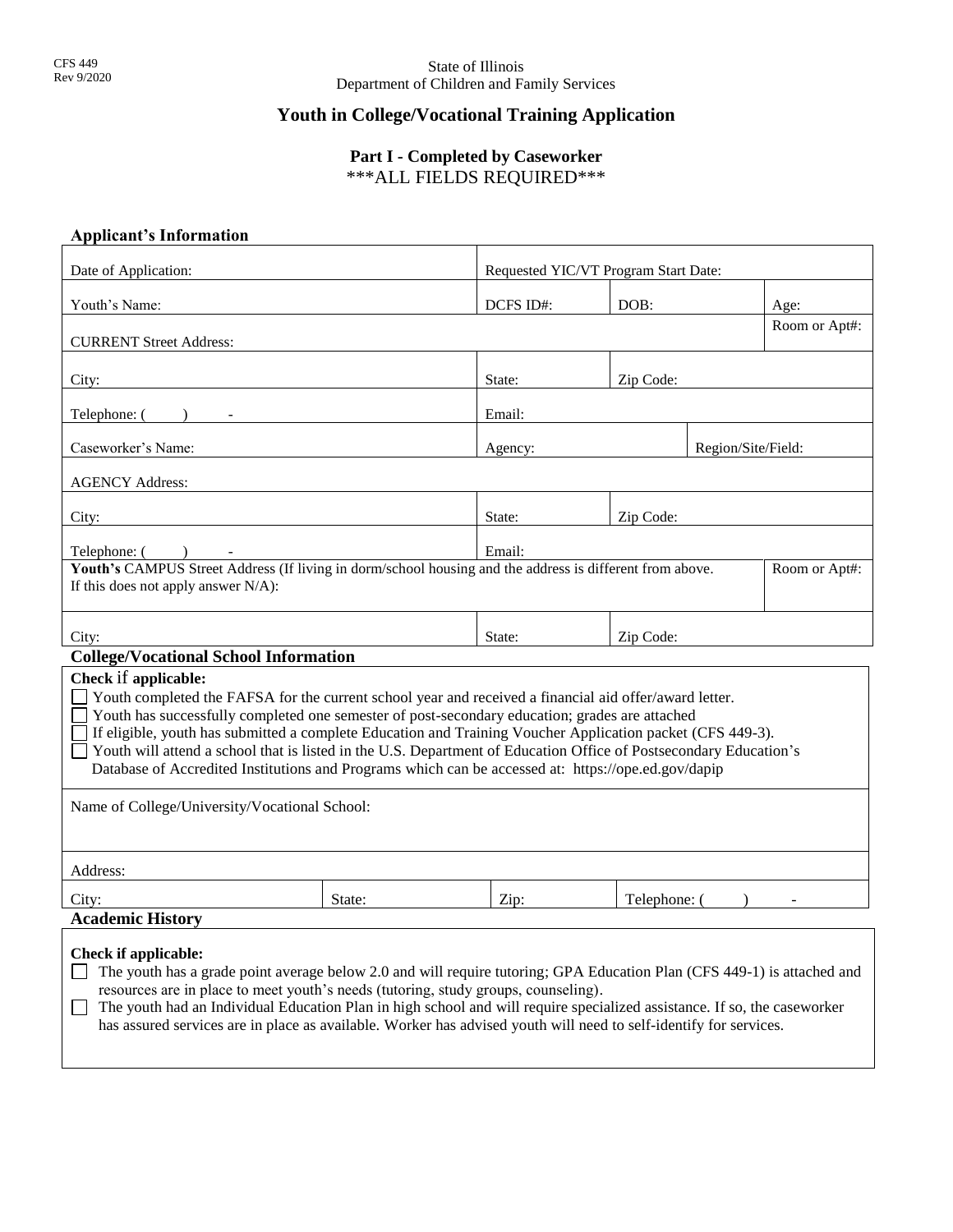CFS 449
Rev 9/2020

State of Illinois
Department of Children and Family Services

# Youth in College/Vocational Training Application

## Part I - Completed by Caseworker
***ALL FIELDS REQUIRED***

### Applicant's Information

| | | | |
|---|---|---|---|
| Date of Application: | Requested YIC/VT Program Start Date: | | |
| Youth's Name: | DCFS ID#: | DOB: | Age: |
| CURRENT Street Address: | | | Room or Apt#: |
| City: | State: | Zip Code: | |
| Telephone: ( ) - | Email: | | |
| Caseworker's Name: | Agency: | Region/Site/Field: | |
| AGENCY Address: | | | |
| City: | State: | Zip Code: | |
| Telephone: ( ) - | Email: | | |
| **Youth's** CAMPUS Street Address (If living in dorm/school housing and the address is different from above. If this does not apply answer N/A): | | | Room or Apt#: |
| City: | State: | Zip Code: | |

### College/Vocational School Information

**Check** if **applicable:**

- ☐ Youth completed the FAFSA for the current school year and received a financial aid offer/award letter.
- ☐ Youth has successfully completed one semester of post-secondary education; grades are attached
- ☐ If eligible, youth has submitted a complete Education and Training Voucher Application packet (CFS 449-3).
- ☐ Youth will attend a school that is listed in the U.S. Department of Education Office of Postsecondary Education's Database of Accredited Institutions and Programs which can be accessed at: https://ope.ed.gov/dapip

| | | | |
|---|---|---|---|
| Name of College/University/Vocational School: | | | |
| Address: | | | |
| City: | State: | Zip: | Telephone: ( ) - |

### Academic History

**Check if applicable:**

- ☐ The youth has a grade point average below 2.0 and will require tutoring; GPA Education Plan (CFS 449-1) is attached and resources are in place to meet youth's needs (tutoring, study groups, counseling).
- ☐ The youth had an Individual Education Plan in high school and will require specialized assistance. If so, the caseworker has assured services are in place as available. Worker has advised youth will need to self-identify for services.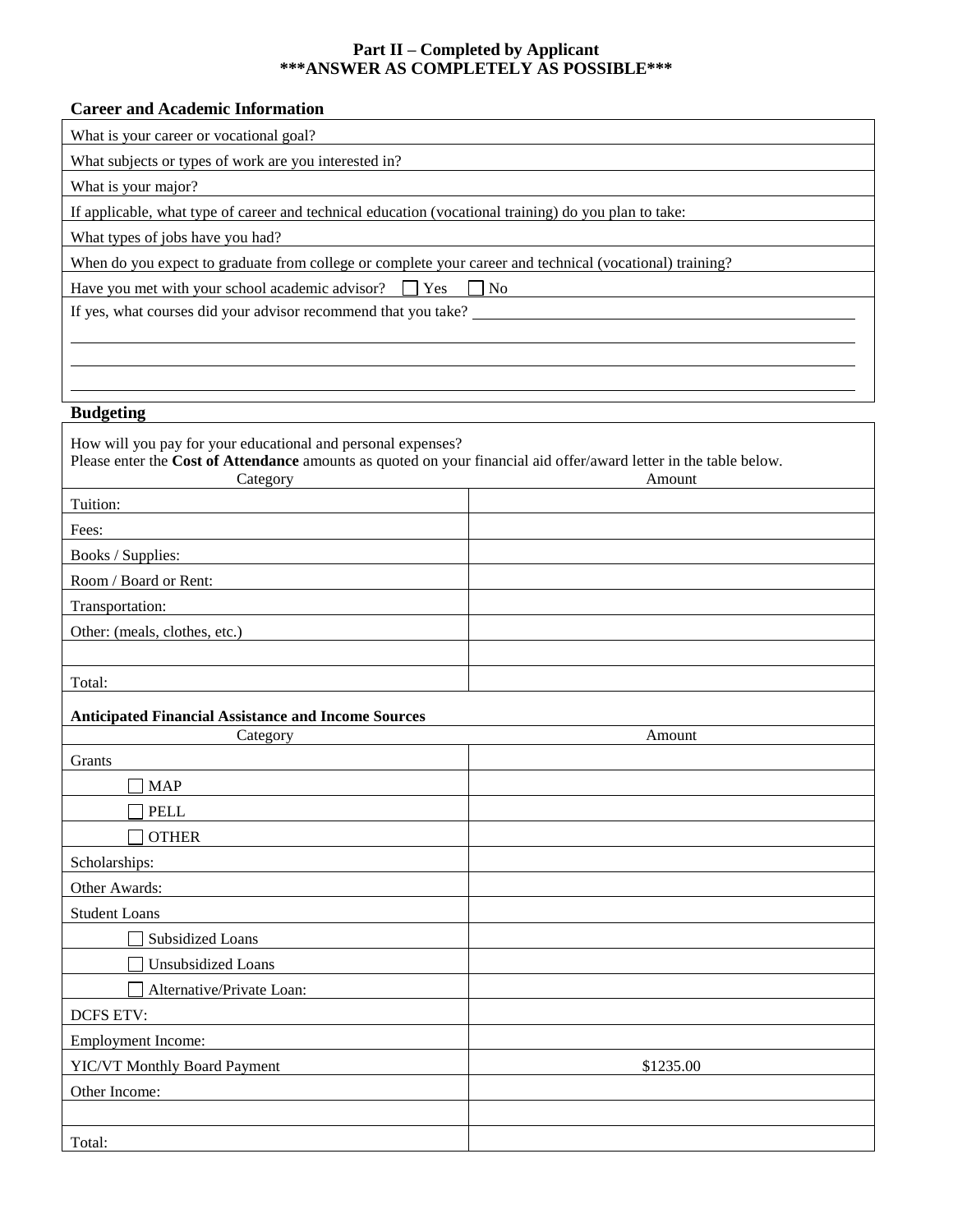**Part II – Completed by Applicant**
*****ANSWER AS COMPLETELY AS POSSIBLE*****

## Career and Academic Information

What is your career or vocational goal?

What subjects or types of work are you interested in?

What is your major?

If applicable, what type of career and technical education (vocational training) do you plan to take:

What types of jobs have you had?

When do you expect to graduate from college or complete your career and technical (vocational) training?

Have you met with your school academic advisor? ☐ Yes ☐ No

If yes, what courses did your advisor recommend that you take? ______________________________

______________________________

______________________________

______________________________

## Budgeting

How will you pay for your educational and personal expenses?
Please enter the **Cost of Attendance** amounts as quoted on your financial aid offer/award letter in the table below.

| Category | Amount |
|---|---|
| Tuition: | |
| Fees: | |
| Books / Supplies: | |
| Room / Board or Rent: | |
| Transportation: | |
| Other: (meals, clothes, etc.) | |
| | |
| Total: | |

**Anticipated Financial Assistance and Income Sources**

| Category | Amount |
|---|---|
| Grants | |
| ☐ MAP | |
| ☐ PELL | |
| ☐ OTHER | |
| Scholarships: | |
| Other Awards: | |
| Student Loans | |
| ☐ Subsidized Loans | |
| ☐ Unsubsidized Loans | |
| ☐ Alternative/Private Loan: | |
| DCFS ETV: | |
| Employment Income: | |
| YIC/VT Monthly Board Payment | $1235.00 |
| Other Income: | |
| | |
| Total: | |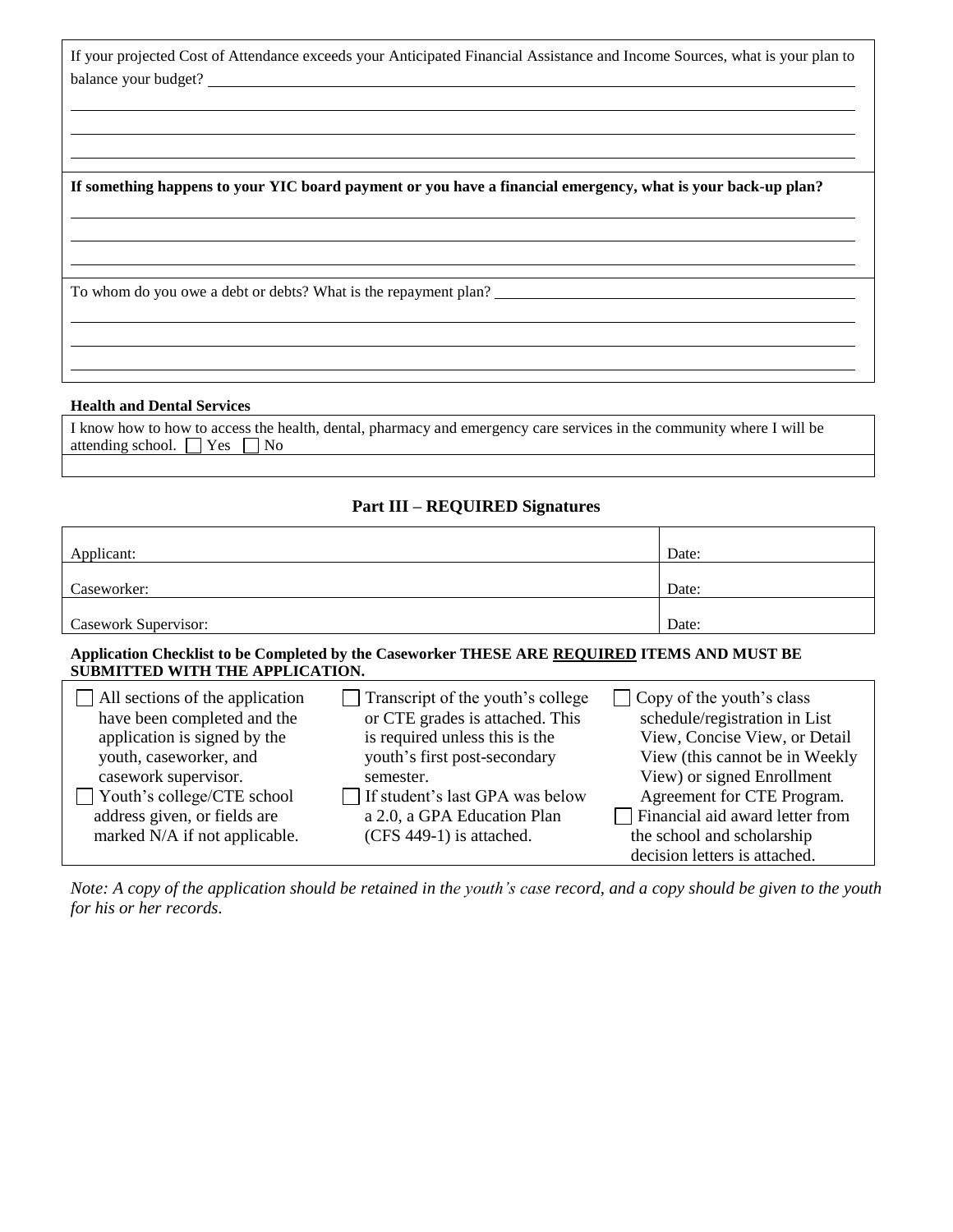If your projected Cost of Attendance exceeds your Anticipated Financial Assistance and Income Sources, what is your plan to balance your budget? ____________________

____________________

____________________

____________________

**If something happens to your YIC board payment or you have a financial emergency, what is your back-up plan?**

____________________

____________________

____________________

To whom do you owe a debt or debts? What is the repayment plan? ____________________

____________________

____________________

____________________

**Health and Dental Services**

I know how to how to access the health, dental, pharmacy and emergency care services in the community where I will be attending school. ☐ Yes ☐ No

## Part III – REQUIRED Signatures

| | |
|---|---|
| Applicant: | Date: |
| Caseworker: | Date: |
| Casework Supervisor: | Date: |

**Application Checklist to be Completed by the Caseworker THESE ARE REQUIRED ITEMS AND MUST BE SUBMITTED WITH THE APPLICATION.**

- ☐ All sections of the application have been completed and the application is signed by the youth, caseworker, and casework supervisor.
- ☐ Youth's college/CTE school address given, or fields are marked N/A if not applicable.
- ☐ Transcript of the youth's college or CTE grades is attached. This is required unless this is the youth's first post-secondary semester.
- ☐ If student's last GPA was below a 2.0, a GPA Education Plan (CFS 449-1) is attached.
- ☐ Copy of the youth's class schedule/registration in List View, Concise View, or Detail View (this cannot be in Weekly View) or signed Enrollment Agreement for CTE Program.
- ☐ Financial aid award letter from the school and scholarship decision letters is attached.

*Note: A copy of the application should be retained in the youth's case record, and a copy should be given to the youth for his or her records.*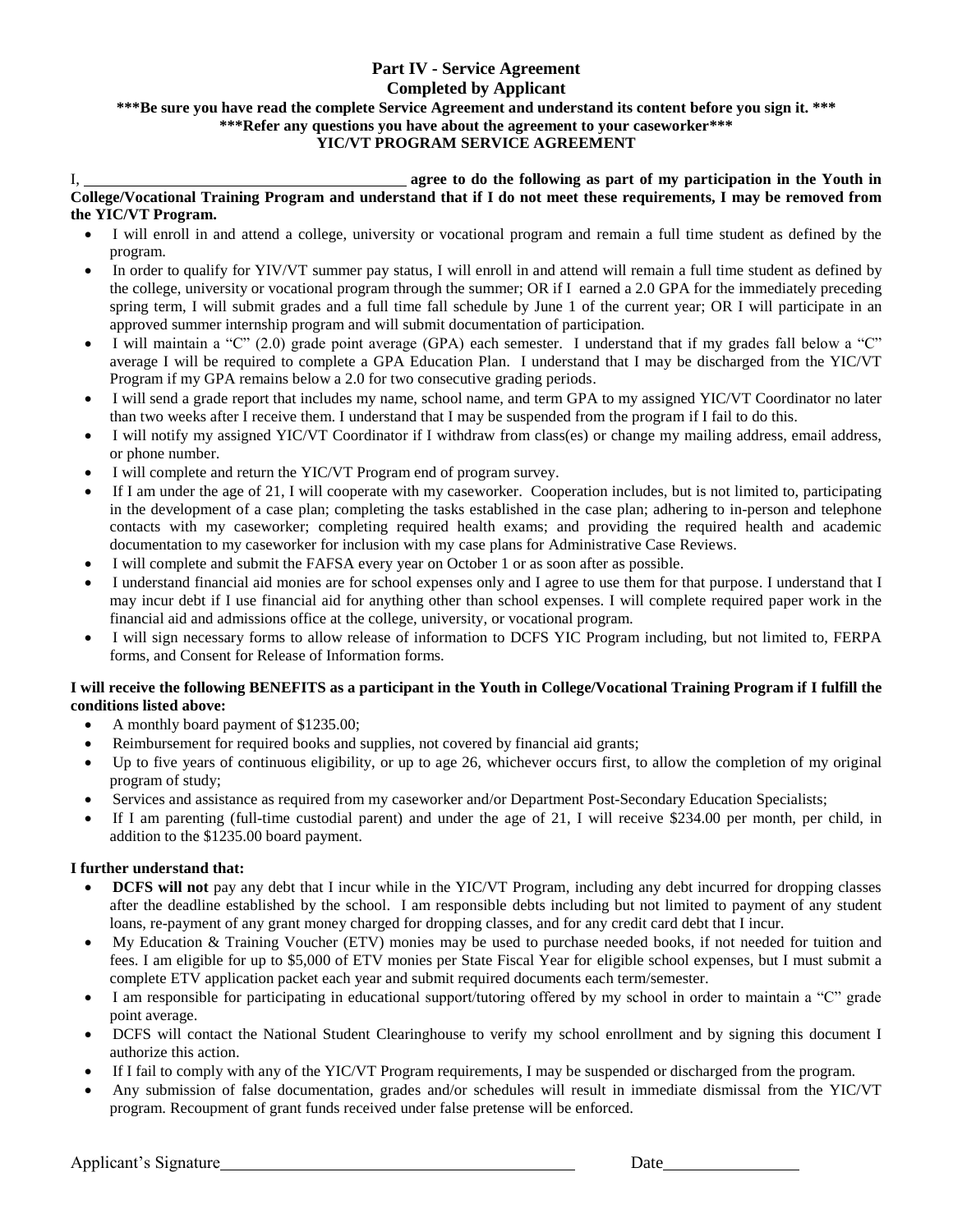**Part IV - Service Agreement**
**Completed by Applicant**

**\*\*\*Be sure you have read the complete Service Agreement and understand its content before you sign it. \*\*\***
**\*\*\*Refer any questions you have about the agreement to your caseworker\*\*\***

**YIC/VT PROGRAM SERVICE AGREEMENT**

I, ________________________________________ **agree to do the following as part of my participation in the Youth in College/Vocational Training Program and understand that if I do not meet these requirements, I may be removed from the YIC/VT Program.**

- I will enroll in and attend a college, university or vocational program and remain a full time student as defined by the program.
- In order to qualify for YIV/VT summer pay status, I will enroll in and attend will remain a full time student as defined by the college, university or vocational program through the summer; OR if I earned a 2.0 GPA for the immediately preceding spring term, I will submit grades and a full time fall schedule by June 1 of the current year; OR I will participate in an approved summer internship program and will submit documentation of participation.
- I will maintain a "C" (2.0) grade point average (GPA) each semester. I understand that if my grades fall below a "C" average I will be required to complete a GPA Education Plan. I understand that I may be discharged from the YIC/VT Program if my GPA remains below a 2.0 for two consecutive grading periods.
- I will send a grade report that includes my name, school name, and term GPA to my assigned YIC/VT Coordinator no later than two weeks after I receive them. I understand that I may be suspended from the program if I fail to do this.
- I will notify my assigned YIC/VT Coordinator if I withdraw from class(es) or change my mailing address, email address, or phone number.
- I will complete and return the YIC/VT Program end of program survey.
- If I am under the age of 21, I will cooperate with my caseworker. Cooperation includes, but is not limited to, participating in the development of a case plan; completing the tasks established in the case plan; adhering to in-person and telephone contacts with my caseworker; completing required health exams; and providing the required health and academic documentation to my caseworker for inclusion with my case plans for Administrative Case Reviews.
- I will complete and submit the FAFSA every year on October 1 or as soon after as possible.
- I understand financial aid monies are for school expenses only and I agree to use them for that purpose. I understand that I may incur debt if I use financial aid for anything other than school expenses. I will complete required paper work in the financial aid and admissions office at the college, university, or vocational program.
- I will sign necessary forms to allow release of information to DCFS YIC Program including, but not limited to, FERPA forms, and Consent for Release of Information forms.

**I will receive the following BENEFITS as a participant in the Youth in College/Vocational Training Program if I fulfill the conditions listed above:**

- A monthly board payment of $1235.00;
- Reimbursement for required books and supplies, not covered by financial aid grants;
- Up to five years of continuous eligibility, or up to age 26, whichever occurs first, to allow the completion of my original program of study;
- Services and assistance as required from my caseworker and/or Department Post-Secondary Education Specialists;
- If I am parenting (full-time custodial parent) and under the age of 21, I will receive $234.00 per month, per child, in addition to the $1235.00 board payment.

**I further understand that:**

- **DCFS will not** pay any debt that I incur while in the YIC/VT Program, including any debt incurred for dropping classes after the deadline established by the school. I am responsible debts including but not limited to payment of any student loans, re-payment of any grant money charged for dropping classes, and for any credit card debt that I incur.
- My Education & Training Voucher (ETV) monies may be used to purchase needed books, if not needed for tuition and fees. I am eligible for up to $5,000 of ETV monies per State Fiscal Year for eligible school expenses, but I must submit a complete ETV application packet each year and submit required documents each term/semester.
- I am responsible for participating in educational support/tutoring offered by my school in order to maintain a "C" grade point average.
- DCFS will contact the National Student Clearinghouse to verify my school enrollment and by signing this document I authorize this action.
- If I fail to comply with any of the YIC/VT Program requirements, I may be suspended or discharged from the program.
- Any submission of false documentation, grades and/or schedules will result in immediate dismissal from the YIC/VT program. Recoupment of grant funds received under false pretense will be enforced.

Applicant's Signature________________________________________ Date________________